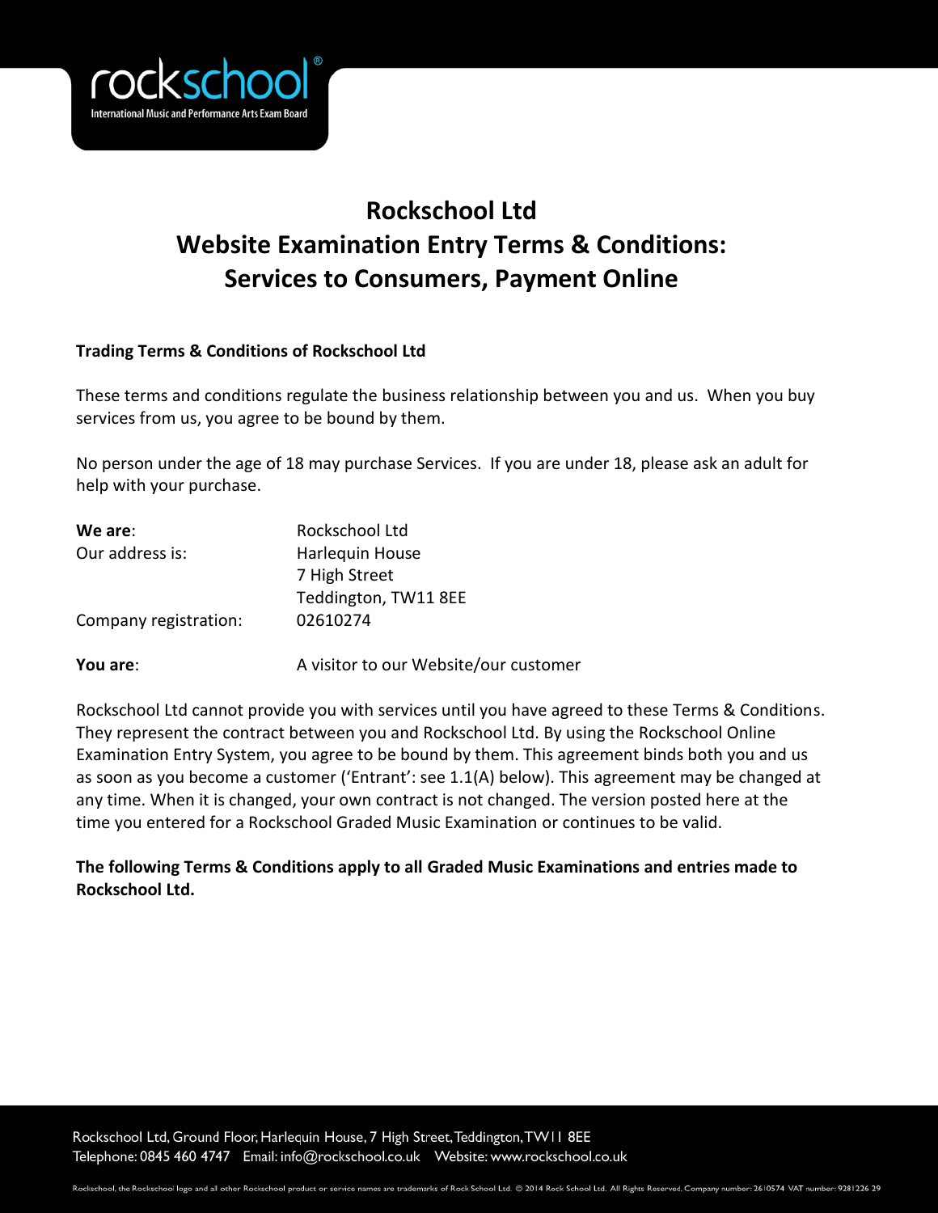# Rockschool Ltd
# Website Examination Entry Terms & Conditions: Services to Consumers, Payment Online

**Trading Terms & Conditions of Rockschool Ltd**

These terms and conditions regulate the business relationship between you and us. When you buy services from us, you agree to be bound by them.

No person under the age of 18 may purchase Services. If you are under 18, please ask an adult for help with your purchase.

| | |
|---|---|
| **We are**: | Rockschool Ltd |
| Our address is: | Harlequin House<br>7 High Street<br>Teddington, TW11 8EE |
| Company registration: | 02610274 |
| **You are**: | A visitor to our Website/our customer |

Rockschool Ltd cannot provide you with services until you have agreed to these Terms & Conditions. They represent the contract between you and Rockschool Ltd. By using the Rockschool Online Examination Entry System, you agree to be bound by them. This agreement binds both you and us as soon as you become a customer ('Entrant': see 1.1(A) below). This agreement may be changed at any time. When it is changed, your own contract is not changed. The version posted here at the time you entered for a Rockschool Graded Music Examination or continues to be valid.

**The following Terms & Conditions apply to all Graded Music Examinations and entries made to Rockschool Ltd.**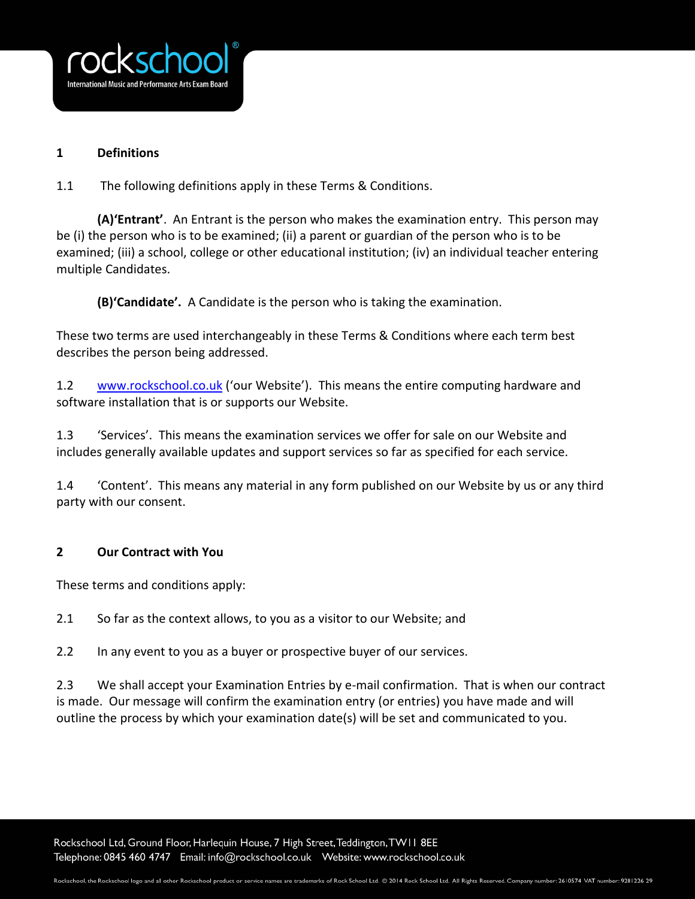## 1 Definitions

1.1 The following definitions apply in these Terms & Conditions.

**(A)'Entrant'**. An Entrant is the person who makes the examination entry. This person may be (i) the person who is to be examined; (ii) a parent or guardian of the person who is to be examined; (iii) a school, college or other educational institution; (iv) an individual teacher entering multiple Candidates.

**(B)'Candidate'.** A Candidate is the person who is taking the examination.

These two terms are used interchangeably in these Terms & Conditions where each term best describes the person being addressed.

1.2 www.rockschool.co.uk ('our Website'). This means the entire computing hardware and software installation that is or supports our Website.

1.3 'Services'. This means the examination services we offer for sale on our Website and includes generally available updates and support services so far as specified for each service.

1.4 'Content'. This means any material in any form published on our Website by us or any third party with our consent.

## 2 Our Contract with You

These terms and conditions apply:

2.1 So far as the context allows, to you as a visitor to our Website; and

2.2 In any event to you as a buyer or prospective buyer of our services.

2.3 We shall accept your Examination Entries by e-mail confirmation. That is when our contract is made. Our message will confirm the examination entry (or entries) you have made and will outline the process by which your examination date(s) will be set and communicated to you.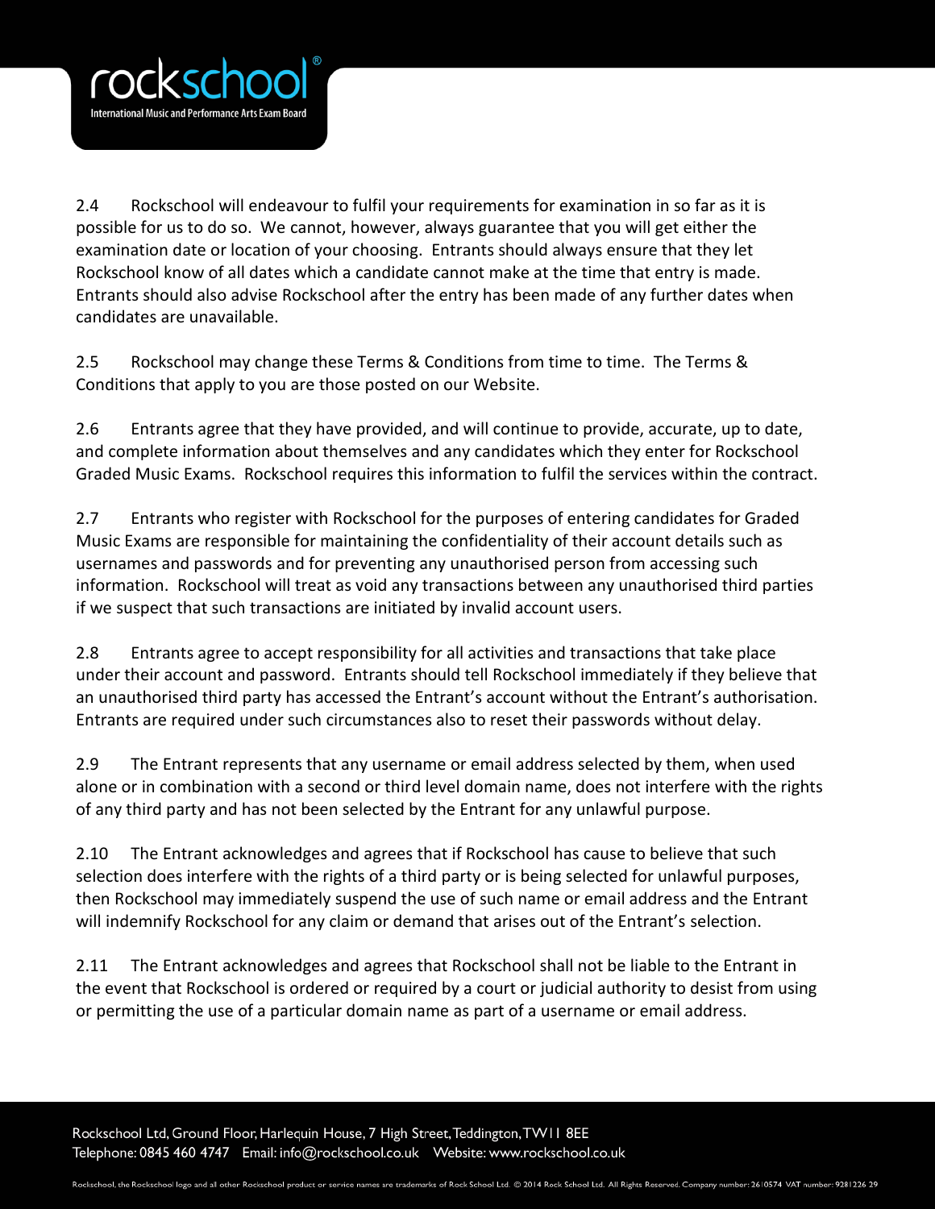2.4 Rockschool will endeavour to fulfil your requirements for examination in so far as it is possible for us to do so. We cannot, however, always guarantee that you will get either the examination date or location of your choosing. Entrants should always ensure that they let Rockschool know of all dates which a candidate cannot make at the time that entry is made. Entrants should also advise Rockschool after the entry has been made of any further dates when candidates are unavailable.

2.5 Rockschool may change these Terms & Conditions from time to time. The Terms & Conditions that apply to you are those posted on our Website.

2.6 Entrants agree that they have provided, and will continue to provide, accurate, up to date, and complete information about themselves and any candidates which they enter for Rockschool Graded Music Exams. Rockschool requires this information to fulfil the services within the contract.

2.7 Entrants who register with Rockschool for the purposes of entering candidates for Graded Music Exams are responsible for maintaining the confidentiality of their account details such as usernames and passwords and for preventing any unauthorised person from accessing such information. Rockschool will treat as void any transactions between any unauthorised third parties if we suspect that such transactions are initiated by invalid account users.

2.8 Entrants agree to accept responsibility for all activities and transactions that take place under their account and password. Entrants should tell Rockschool immediately if they believe that an unauthorised third party has accessed the Entrant's account without the Entrant's authorisation. Entrants are required under such circumstances also to reset their passwords without delay.

2.9 The Entrant represents that any username or email address selected by them, when used alone or in combination with a second or third level domain name, does not interfere with the rights of any third party and has not been selected by the Entrant for any unlawful purpose.

2.10 The Entrant acknowledges and agrees that if Rockschool has cause to believe that such selection does interfere with the rights of a third party or is being selected for unlawful purposes, then Rockschool may immediately suspend the use of such name or email address and the Entrant will indemnify Rockschool for any claim or demand that arises out of the Entrant's selection.

2.11 The Entrant acknowledges and agrees that Rockschool shall not be liable to the Entrant in the event that Rockschool is ordered or required by a court or judicial authority to desist from using or permitting the use of a particular domain name as part of a username or email address.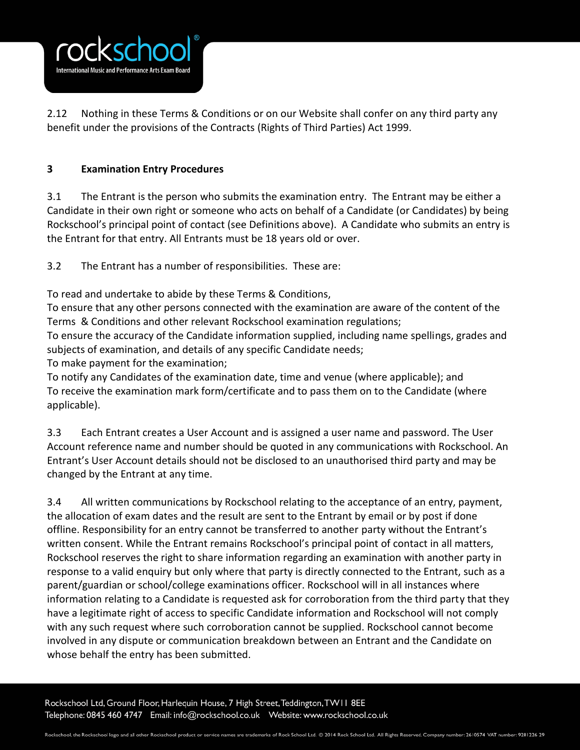2.12 Nothing in these Terms & Conditions or on our Website shall confer on any third party any benefit under the provisions of the Contracts (Rights of Third Parties) Act 1999.

## 3 Examination Entry Procedures

3.1 The Entrant is the person who submits the examination entry. The Entrant may be either a Candidate in their own right or someone who acts on behalf of a Candidate (or Candidates) by being Rockschool's principal point of contact (see Definitions above). A Candidate who submits an entry is the Entrant for that entry. All Entrants must be 18 years old or over.

3.2 The Entrant has a number of responsibilities. These are:

To read and undertake to abide by these Terms & Conditions,
To ensure that any other persons connected with the examination are aware of the content of the Terms & Conditions and other relevant Rockschool examination regulations;
To ensure the accuracy of the Candidate information supplied, including name spellings, grades and subjects of examination, and details of any specific Candidate needs;
To make payment for the examination;
To notify any Candidates of the examination date, time and venue (where applicable); and
To receive the examination mark form/certificate and to pass them on to the Candidate (where applicable).

3.3 Each Entrant creates a User Account and is assigned a user name and password. The User Account reference name and number should be quoted in any communications with Rockschool. An Entrant's User Account details should not be disclosed to an unauthorised third party and may be changed by the Entrant at any time.

3.4 All written communications by Rockschool relating to the acceptance of an entry, payment, the allocation of exam dates and the result are sent to the Entrant by email or by post if done offline. Responsibility for an entry cannot be transferred to another party without the Entrant's written consent. While the Entrant remains Rockschool's principal point of contact in all matters, Rockschool reserves the right to share information regarding an examination with another party in response to a valid enquiry but only where that party is directly connected to the Entrant, such as a parent/guardian or school/college examinations officer. Rockschool will in all instances where information relating to a Candidate is requested ask for corroboration from the third party that they have a legitimate right of access to specific Candidate information and Rockschool will not comply with any such request where such corroboration cannot be supplied. Rockschool cannot become involved in any dispute or communication breakdown between an Entrant and the Candidate on whose behalf the entry has been submitted.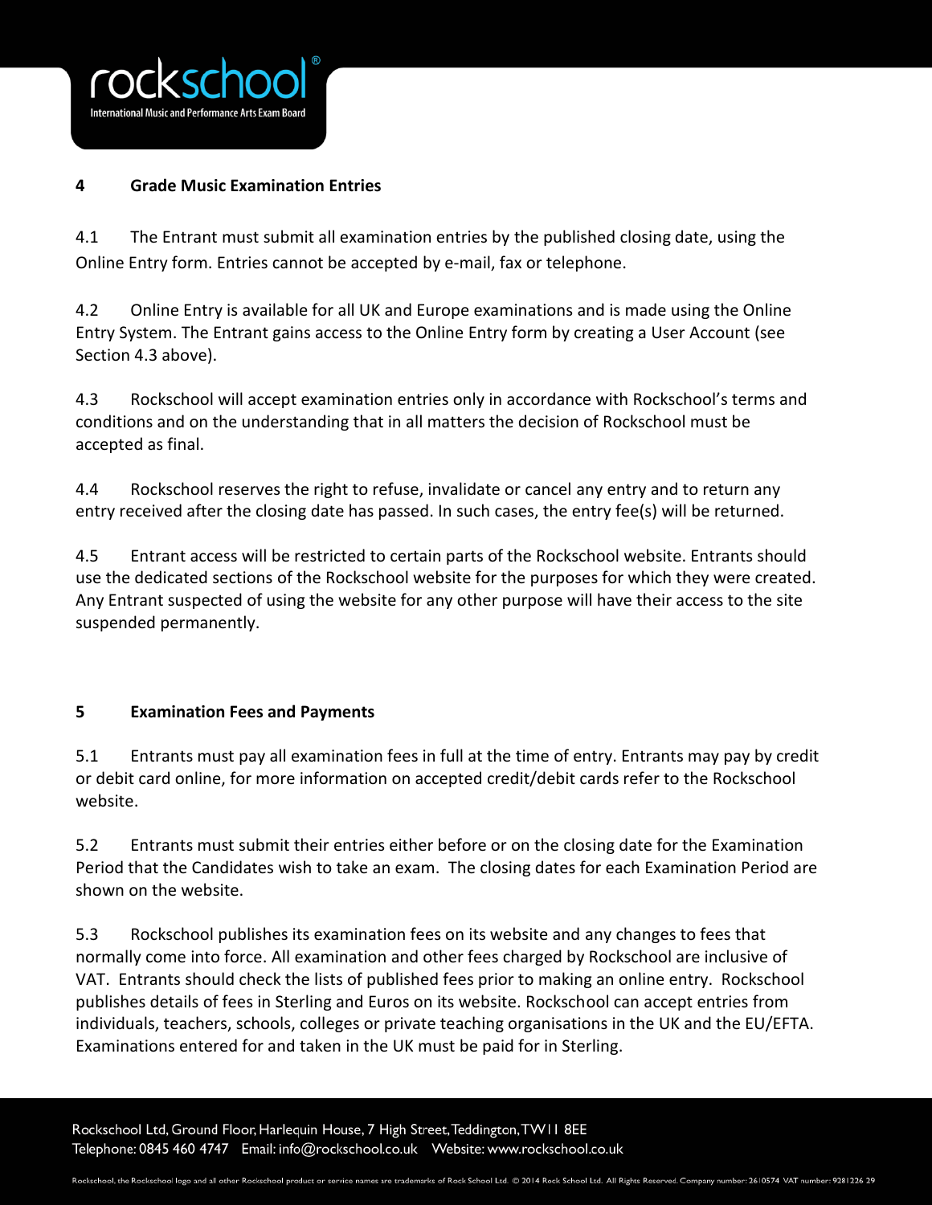## 4 Grade Music Examination Entries

4.1 The Entrant must submit all examination entries by the published closing date, using the Online Entry form. Entries cannot be accepted by e-mail, fax or telephone.

4.2 Online Entry is available for all UK and Europe examinations and is made using the Online Entry System. The Entrant gains access to the Online Entry form by creating a User Account (see Section 4.3 above).

4.3 Rockschool will accept examination entries only in accordance with Rockschool's terms and conditions and on the understanding that in all matters the decision of Rockschool must be accepted as final.

4.4 Rockschool reserves the right to refuse, invalidate or cancel any entry and to return any entry received after the closing date has passed. In such cases, the entry fee(s) will be returned.

4.5 Entrant access will be restricted to certain parts of the Rockschool website. Entrants should use the dedicated sections of the Rockschool website for the purposes for which they were created. Any Entrant suspected of using the website for any other purpose will have their access to the site suspended permanently.

## 5 Examination Fees and Payments

5.1 Entrants must pay all examination fees in full at the time of entry. Entrants may pay by credit or debit card online, for more information on accepted credit/debit cards refer to the Rockschool website.

5.2 Entrants must submit their entries either before or on the closing date for the Examination Period that the Candidates wish to take an exam. The closing dates for each Examination Period are shown on the website.

5.3 Rockschool publishes its examination fees on its website and any changes to fees that normally come into force. All examination and other fees charged by Rockschool are inclusive of VAT. Entrants should check the lists of published fees prior to making an online entry. Rockschool publishes details of fees in Sterling and Euros on its website. Rockschool can accept entries from individuals, teachers, schools, colleges or private teaching organisations in the UK and the EU/EFTA. Examinations entered for and taken in the UK must be paid for in Sterling.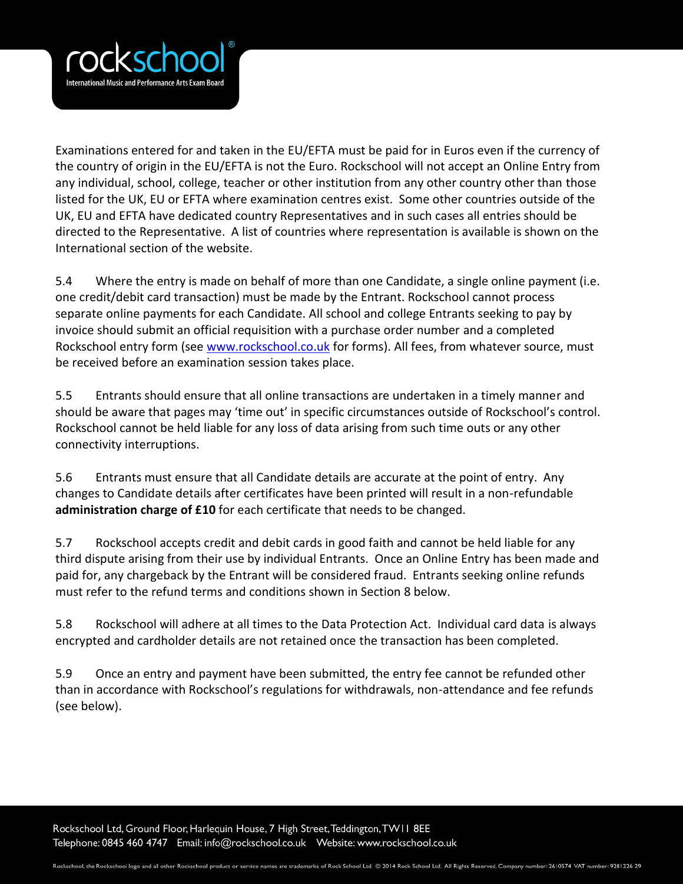Examinations entered for and taken in the EU/EFTA must be paid for in Euros even if the currency of the country of origin in the EU/EFTA is not the Euro. Rockschool will not accept an Online Entry from any individual, school, college, teacher or other institution from any other country other than those listed for the UK, EU or EFTA where examination centres exist. Some other countries outside of the UK, EU and EFTA have dedicated country Representatives and in such cases all entries should be directed to the Representative. A list of countries where representation is available is shown on the International section of the website.

5.4 Where the entry is made on behalf of more than one Candidate, a single online payment (i.e. one credit/debit card transaction) must be made by the Entrant. Rockschool cannot process separate online payments for each Candidate. All school and college Entrants seeking to pay by invoice should submit an official requisition with a purchase order number and a completed Rockschool entry form (see www.rockschool.co.uk for forms). All fees, from whatever source, must be received before an examination session takes place.

5.5 Entrants should ensure that all online transactions are undertaken in a timely manner and should be aware that pages may 'time out' in specific circumstances outside of Rockschool's control. Rockschool cannot be held liable for any loss of data arising from such time outs or any other connectivity interruptions.

5.6 Entrants must ensure that all Candidate details are accurate at the point of entry. Any changes to Candidate details after certificates have been printed will result in a non-refundable **administration charge of £10** for each certificate that needs to be changed.

5.7 Rockschool accepts credit and debit cards in good faith and cannot be held liable for any third dispute arising from their use by individual Entrants. Once an Online Entry has been made and paid for, any chargeback by the Entrant will be considered fraud. Entrants seeking online refunds must refer to the refund terms and conditions shown in Section 8 below.

5.8 Rockschool will adhere at all times to the Data Protection Act. Individual card data is always encrypted and cardholder details are not retained once the transaction has been completed.

5.9 Once an entry and payment have been submitted, the entry fee cannot be refunded other than in accordance with Rockschool's regulations for withdrawals, non-attendance and fee refunds (see below).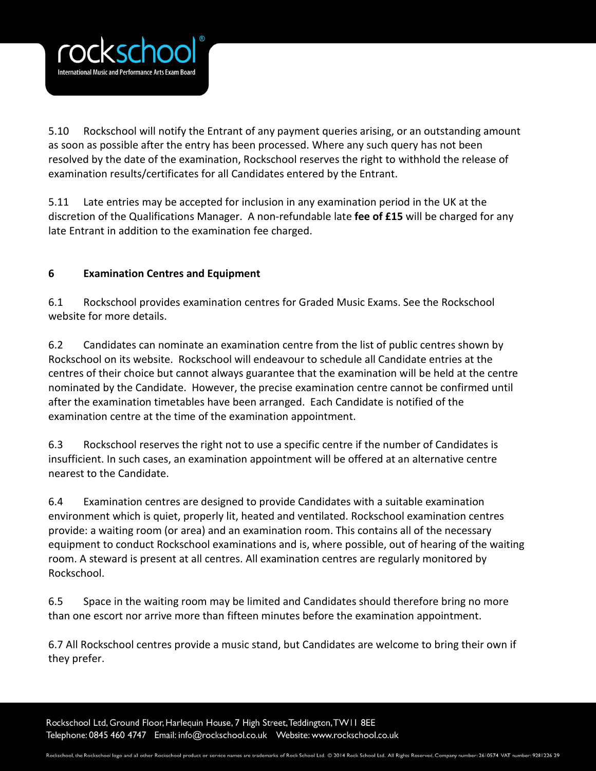5.10 Rockschool will notify the Entrant of any payment queries arising, or an outstanding amount as soon as possible after the entry has been processed. Where any such query has not been resolved by the date of the examination, Rockschool reserves the right to withhold the release of examination results/certificates for all Candidates entered by the Entrant.

5.11 Late entries may be accepted for inclusion in any examination period in the UK at the discretion of the Qualifications Manager. A non-refundable late **fee of £15** will be charged for any late Entrant in addition to the examination fee charged.

## 6 Examination Centres and Equipment

6.1 Rockschool provides examination centres for Graded Music Exams. See the Rockschool website for more details.

6.2 Candidates can nominate an examination centre from the list of public centres shown by Rockschool on its website. Rockschool will endeavour to schedule all Candidate entries at the centres of their choice but cannot always guarantee that the examination will be held at the centre nominated by the Candidate. However, the precise examination centre cannot be confirmed until after the examination timetables have been arranged. Each Candidate is notified of the examination centre at the time of the examination appointment.

6.3 Rockschool reserves the right not to use a specific centre if the number of Candidates is insufficient. In such cases, an examination appointment will be offered at an alternative centre nearest to the Candidate.

6.4 Examination centres are designed to provide Candidates with a suitable examination environment which is quiet, properly lit, heated and ventilated. Rockschool examination centres provide: a waiting room (or area) and an examination room. This contains all of the necessary equipment to conduct Rockschool examinations and is, where possible, out of hearing of the waiting room. A steward is present at all centres. All examination centres are regularly monitored by Rockschool.

6.5 Space in the waiting room may be limited and Candidates should therefore bring no more than one escort nor arrive more than fifteen minutes before the examination appointment.

6.7 All Rockschool centres provide a music stand, but Candidates are welcome to bring their own if they prefer.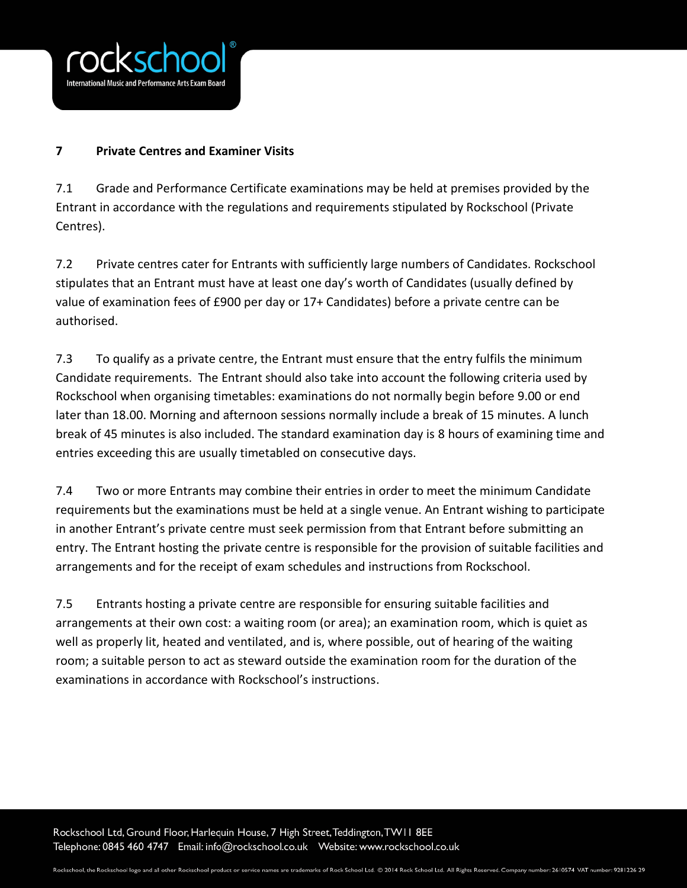## 7 Private Centres and Examiner Visits

7.1 Grade and Performance Certificate examinations may be held at premises provided by the Entrant in accordance with the regulations and requirements stipulated by Rockschool (Private Centres).

7.2 Private centres cater for Entrants with sufficiently large numbers of Candidates. Rockschool stipulates that an Entrant must have at least one day's worth of Candidates (usually defined by value of examination fees of £900 per day or 17+ Candidates) before a private centre can be authorised.

7.3 To qualify as a private centre, the Entrant must ensure that the entry fulfils the minimum Candidate requirements. The Entrant should also take into account the following criteria used by Rockschool when organising timetables: examinations do not normally begin before 9.00 or end later than 18.00. Morning and afternoon sessions normally include a break of 15 minutes. A lunch break of 45 minutes is also included. The standard examination day is 8 hours of examining time and entries exceeding this are usually timetabled on consecutive days.

7.4 Two or more Entrants may combine their entries in order to meet the minimum Candidate requirements but the examinations must be held at a single venue. An Entrant wishing to participate in another Entrant's private centre must seek permission from that Entrant before submitting an entry. The Entrant hosting the private centre is responsible for the provision of suitable facilities and arrangements and for the receipt of exam schedules and instructions from Rockschool.

7.5 Entrants hosting a private centre are responsible for ensuring suitable facilities and arrangements at their own cost: a waiting room (or area); an examination room, which is quiet as well as properly lit, heated and ventilated, and is, where possible, out of hearing of the waiting room; a suitable person to act as steward outside the examination room for the duration of the examinations in accordance with Rockschool's instructions.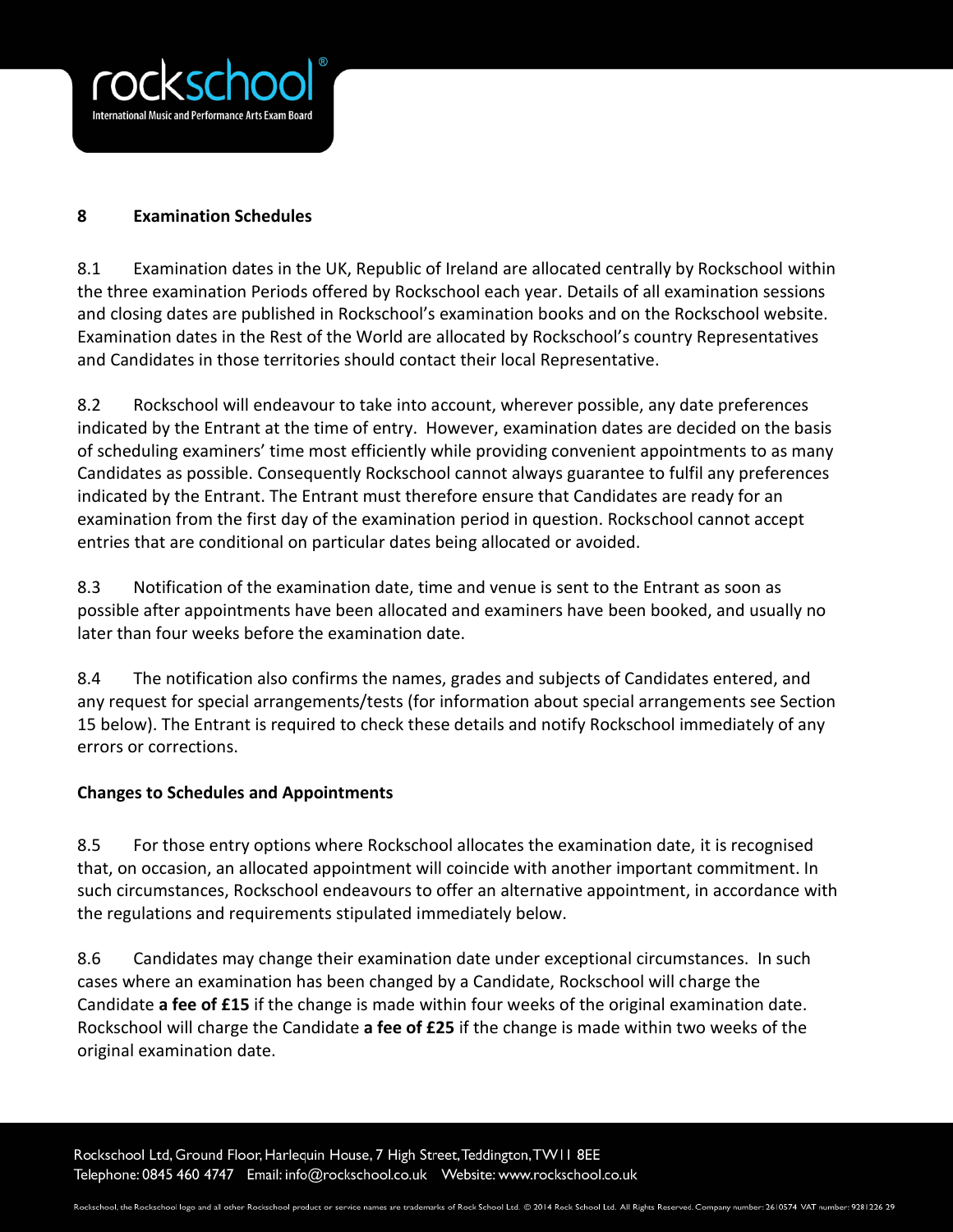## 8 Examination Schedules

8.1 Examination dates in the UK, Republic of Ireland are allocated centrally by Rockschool within the three examination Periods offered by Rockschool each year. Details of all examination sessions and closing dates are published in Rockschool's examination books and on the Rockschool website. Examination dates in the Rest of the World are allocated by Rockschool's country Representatives and Candidates in those territories should contact their local Representative.

8.2 Rockschool will endeavour to take into account, wherever possible, any date preferences indicated by the Entrant at the time of entry. However, examination dates are decided on the basis of scheduling examiners' time most efficiently while providing convenient appointments to as many Candidates as possible. Consequently Rockschool cannot always guarantee to fulfil any preferences indicated by the Entrant. The Entrant must therefore ensure that Candidates are ready for an examination from the first day of the examination period in question. Rockschool cannot accept entries that are conditional on particular dates being allocated or avoided.

8.3 Notification of the examination date, time and venue is sent to the Entrant as soon as possible after appointments have been allocated and examiners have been booked, and usually no later than four weeks before the examination date.

8.4 The notification also confirms the names, grades and subjects of Candidates entered, and any request for special arrangements/tests (for information about special arrangements see Section 15 below). The Entrant is required to check these details and notify Rockschool immediately of any errors or corrections.

### Changes to Schedules and Appointments

8.5 For those entry options where Rockschool allocates the examination date, it is recognised that, on occasion, an allocated appointment will coincide with another important commitment. In such circumstances, Rockschool endeavours to offer an alternative appointment, in accordance with the regulations and requirements stipulated immediately below.

8.6 Candidates may change their examination date under exceptional circumstances. In such cases where an examination has been changed by a Candidate, Rockschool will charge the Candidate **a fee of £15** if the change is made within four weeks of the original examination date. Rockschool will charge the Candidate **a fee of £25** if the change is made within two weeks of the original examination date.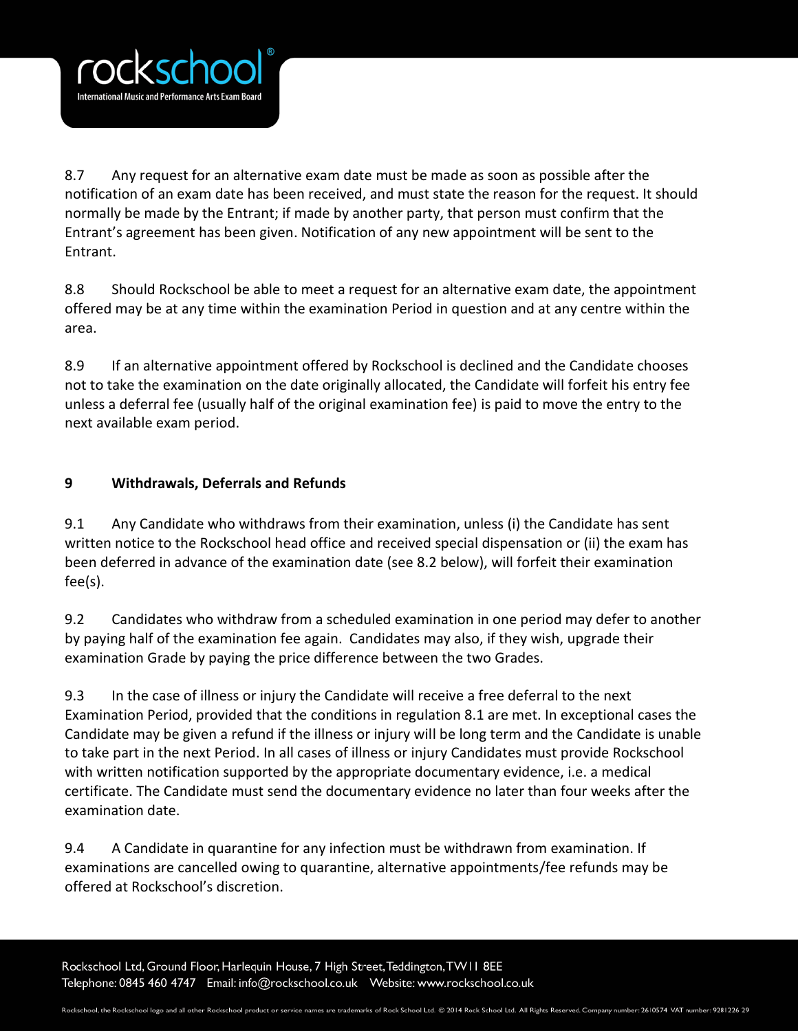8.7 Any request for an alternative exam date must be made as soon as possible after the notification of an exam date has been received, and must state the reason for the request. It should normally be made by the Entrant; if made by another party, that person must confirm that the Entrant's agreement has been given. Notification of any new appointment will be sent to the Entrant.

8.8 Should Rockschool be able to meet a request for an alternative exam date, the appointment offered may be at any time within the examination Period in question and at any centre within the area.

8.9 If an alternative appointment offered by Rockschool is declined and the Candidate chooses not to take the examination on the date originally allocated, the Candidate will forfeit his entry fee unless a deferral fee (usually half of the original examination fee) is paid to move the entry to the next available exam period.

## 9 Withdrawals, Deferrals and Refunds

9.1 Any Candidate who withdraws from their examination, unless (i) the Candidate has sent written notice to the Rockschool head office and received special dispensation or (ii) the exam has been deferred in advance of the examination date (see 8.2 below), will forfeit their examination fee(s).

9.2 Candidates who withdraw from a scheduled examination in one period may defer to another by paying half of the examination fee again. Candidates may also, if they wish, upgrade their examination Grade by paying the price difference between the two Grades.

9.3 In the case of illness or injury the Candidate will receive a free deferral to the next Examination Period, provided that the conditions in regulation 8.1 are met. In exceptional cases the Candidate may be given a refund if the illness or injury will be long term and the Candidate is unable to take part in the next Period. In all cases of illness or injury Candidates must provide Rockschool with written notification supported by the appropriate documentary evidence, i.e. a medical certificate. The Candidate must send the documentary evidence no later than four weeks after the examination date.

9.4 A Candidate in quarantine for any infection must be withdrawn from examination. If examinations are cancelled owing to quarantine, alternative appointments/fee refunds may be offered at Rockschool's discretion.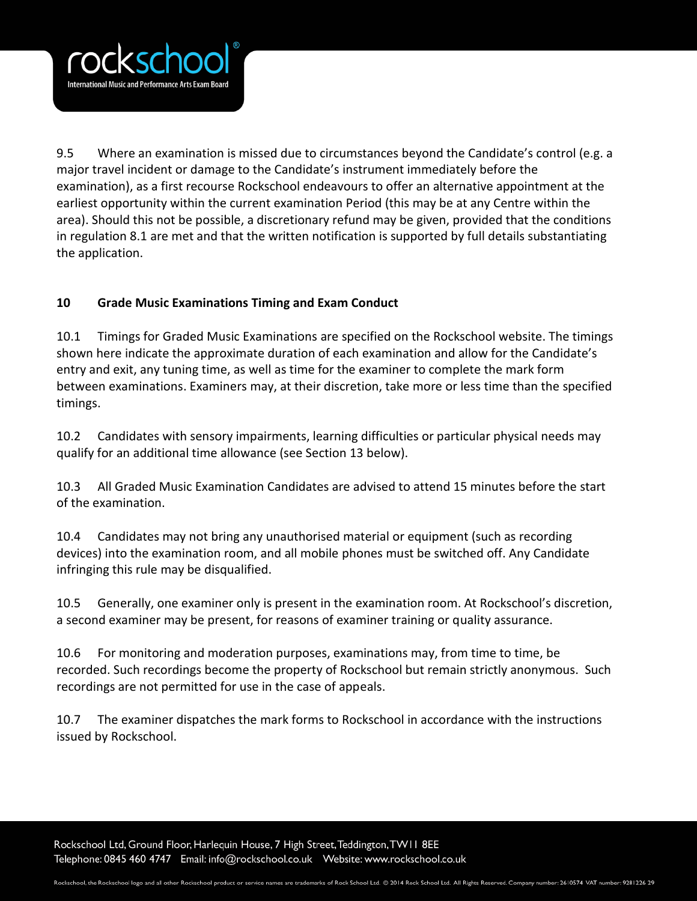9.5 Where an examination is missed due to circumstances beyond the Candidate's control (e.g. a major travel incident or damage to the Candidate's instrument immediately before the examination), as a first recourse Rockschool endeavours to offer an alternative appointment at the earliest opportunity within the current examination Period (this may be at any Centre within the area). Should this not be possible, a discretionary refund may be given, provided that the conditions in regulation 8.1 are met and that the written notification is supported by full details substantiating the application.

## 10 Grade Music Examinations Timing and Exam Conduct

10.1 Timings for Graded Music Examinations are specified on the Rockschool website. The timings shown here indicate the approximate duration of each examination and allow for the Candidate's entry and exit, any tuning time, as well as time for the examiner to complete the mark form between examinations. Examiners may, at their discretion, take more or less time than the specified timings.

10.2 Candidates with sensory impairments, learning difficulties or particular physical needs may qualify for an additional time allowance (see Section 13 below).

10.3 All Graded Music Examination Candidates are advised to attend 15 minutes before the start of the examination.

10.4 Candidates may not bring any unauthorised material or equipment (such as recording devices) into the examination room, and all mobile phones must be switched off. Any Candidate infringing this rule may be disqualified.

10.5 Generally, one examiner only is present in the examination room. At Rockschool's discretion, a second examiner may be present, for reasons of examiner training or quality assurance.

10.6 For monitoring and moderation purposes, examinations may, from time to time, be recorded. Such recordings become the property of Rockschool but remain strictly anonymous. Such recordings are not permitted for use in the case of appeals.

10.7 The examiner dispatches the mark forms to Rockschool in accordance with the instructions issued by Rockschool.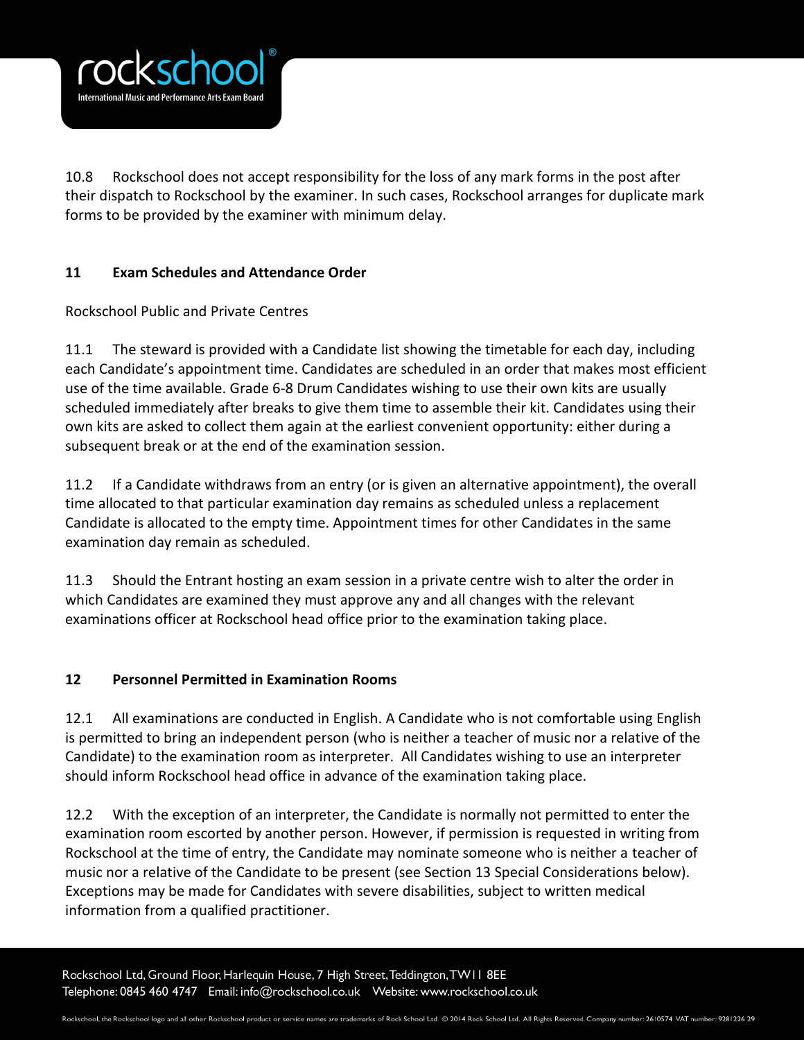10.8 Rockschool does not accept responsibility for the loss of any mark forms in the post after their dispatch to Rockschool by the examiner. In such cases, Rockschool arranges for duplicate mark forms to be provided by the examiner with minimum delay.

## 11 Exam Schedules and Attendance Order

Rockschool Public and Private Centres

11.1 The steward is provided with a Candidate list showing the timetable for each day, including each Candidate's appointment time. Candidates are scheduled in an order that makes most efficient use of the time available. Grade 6-8 Drum Candidates wishing to use their own kits are usually scheduled immediately after breaks to give them time to assemble their kit. Candidates using their own kits are asked to collect them again at the earliest convenient opportunity: either during a subsequent break or at the end of the examination session.

11.2 If a Candidate withdraws from an entry (or is given an alternative appointment), the overall time allocated to that particular examination day remains as scheduled unless a replacement Candidate is allocated to the empty time. Appointment times for other Candidates in the same examination day remain as scheduled.

11.3 Should the Entrant hosting an exam session in a private centre wish to alter the order in which Candidates are examined they must approve any and all changes with the relevant examinations officer at Rockschool head office prior to the examination taking place.

## 12 Personnel Permitted in Examination Rooms

12.1 All examinations are conducted in English. A Candidate who is not comfortable using English is permitted to bring an independent person (who is neither a teacher of music nor a relative of the Candidate) to the examination room as interpreter. All Candidates wishing to use an interpreter should inform Rockschool head office in advance of the examination taking place.

12.2 With the exception of an interpreter, the Candidate is normally not permitted to enter the examination room escorted by another person. However, if permission is requested in writing from Rockschool at the time of entry, the Candidate may nominate someone who is neither a teacher of music nor a relative of the Candidate to be present (see Section 13 Special Considerations below). Exceptions may be made for Candidates with severe disabilities, subject to written medical information from a qualified practitioner.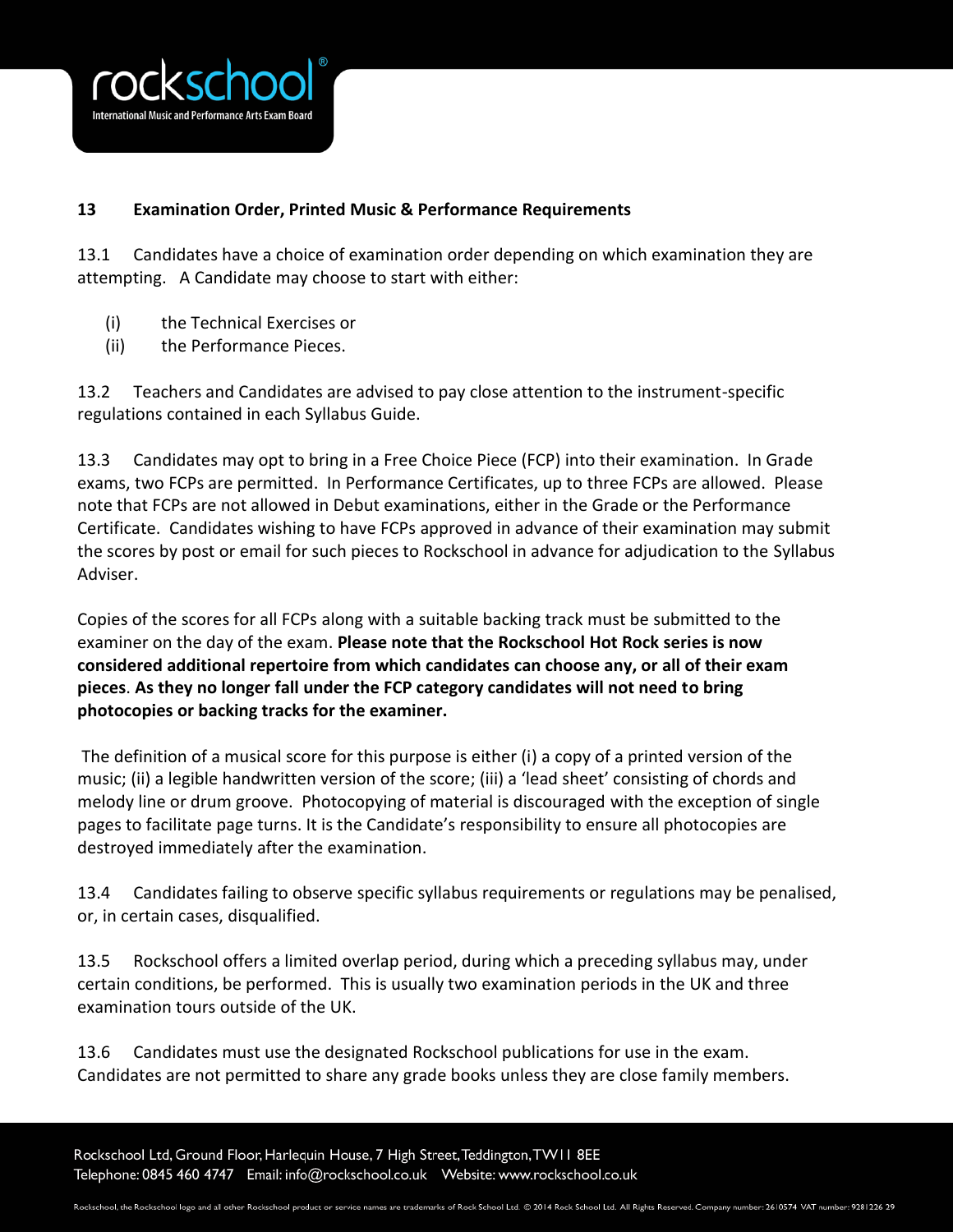## 13 Examination Order, Printed Music & Performance Requirements

13.1 Candidates have a choice of examination order depending on which examination they are attempting. A Candidate may choose to start with either:

(i) the Technical Exercises or
(ii) the Performance Pieces.

13.2 Teachers and Candidates are advised to pay close attention to the instrument-specific regulations contained in each Syllabus Guide.

13.3 Candidates may opt to bring in a Free Choice Piece (FCP) into their examination. In Grade exams, two FCPs are permitted. In Performance Certificates, up to three FCPs are allowed. Please note that FCPs are not allowed in Debut examinations, either in the Grade or the Performance Certificate. Candidates wishing to have FCPs approved in advance of their examination may submit the scores by post or email for such pieces to Rockschool in advance for adjudication to the Syllabus Adviser.

Copies of the scores for all FCPs along with a suitable backing track must be submitted to the examiner on the day of the exam. **Please note that the Rockschool Hot Rock series is now considered additional repertoire from which candidates can choose any, or all of their exam pieces**. **As they no longer fall under the FCP category candidates will not need to bring photocopies or backing tracks for the examiner.**

The definition of a musical score for this purpose is either (i) a copy of a printed version of the music; (ii) a legible handwritten version of the score; (iii) a 'lead sheet' consisting of chords and melody line or drum groove. Photocopying of material is discouraged with the exception of single pages to facilitate page turns. It is the Candidate's responsibility to ensure all photocopies are destroyed immediately after the examination.

13.4 Candidates failing to observe specific syllabus requirements or regulations may be penalised, or, in certain cases, disqualified.

13.5 Rockschool offers a limited overlap period, during which a preceding syllabus may, under certain conditions, be performed. This is usually two examination periods in the UK and three examination tours outside of the UK.

13.6 Candidates must use the designated Rockschool publications for use in the exam. Candidates are not permitted to share any grade books unless they are close family members.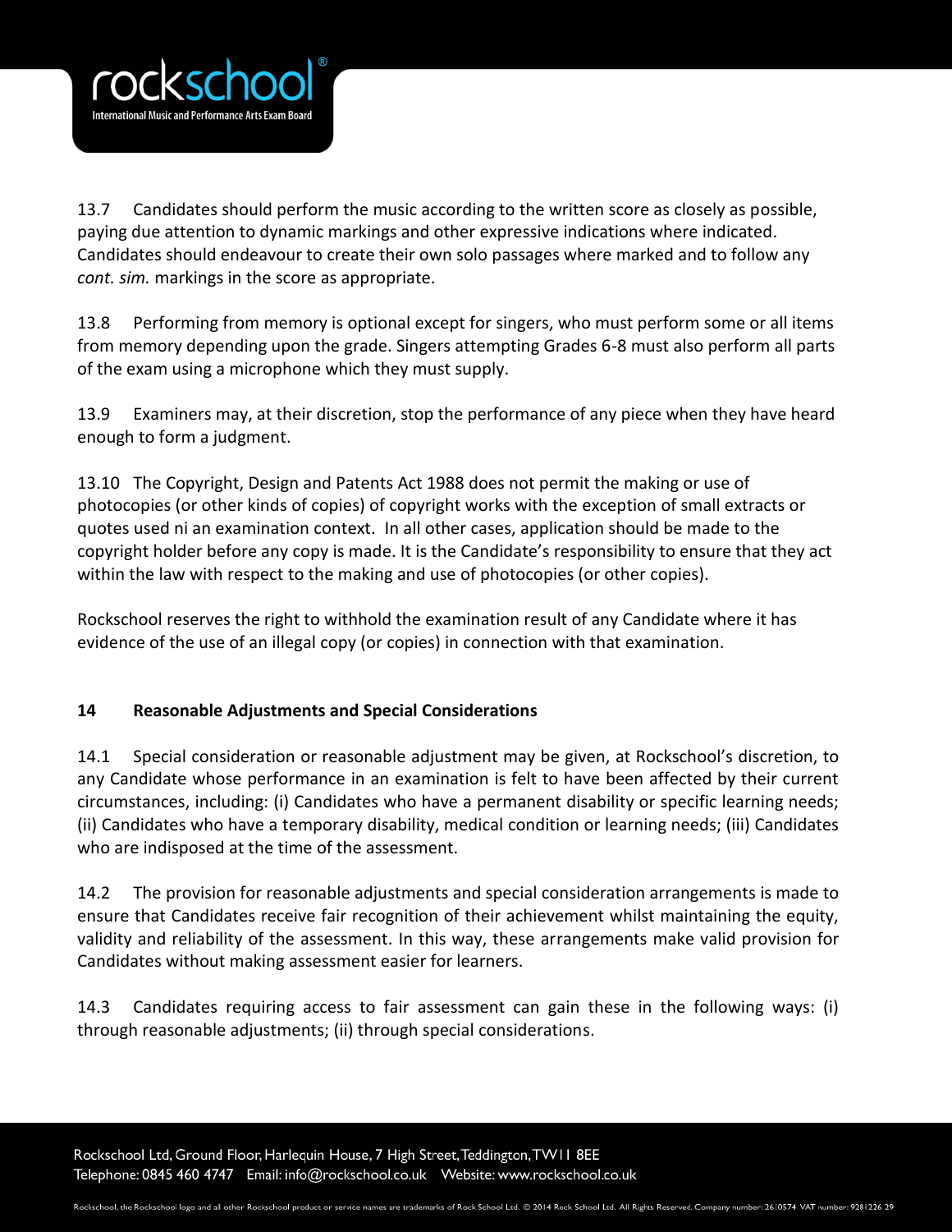13.7 Candidates should perform the music according to the written score as closely as possible, paying due attention to dynamic markings and other expressive indications where indicated. Candidates should endeavour to create their own solo passages where marked and to follow any *cont. sim.* markings in the score as appropriate.

13.8 Performing from memory is optional except for singers, who must perform some or all items from memory depending upon the grade. Singers attempting Grades 6-8 must also perform all parts of the exam using a microphone which they must supply.

13.9 Examiners may, at their discretion, stop the performance of any piece when they have heard enough to form a judgment.

13.10 The Copyright, Design and Patents Act 1988 does not permit the making or use of photocopies (or other kinds of copies) of copyright works with the exception of small extracts or quotes used ni an examination context. In all other cases, application should be made to the copyright holder before any copy is made. It is the Candidate's responsibility to ensure that they act within the law with respect to the making and use of photocopies (or other copies).

Rockschool reserves the right to withhold the examination result of any Candidate where it has evidence of the use of an illegal copy (or copies) in connection with that examination.

**14 Reasonable Adjustments and Special Considerations**

14.1 Special consideration or reasonable adjustment may be given, at Rockschool's discretion, to any Candidate whose performance in an examination is felt to have been affected by their current circumstances, including: (i) Candidates who have a permanent disability or specific learning needs; (ii) Candidates who have a temporary disability, medical condition or learning needs; (iii) Candidates who are indisposed at the time of the assessment.

14.2 The provision for reasonable adjustments and special consideration arrangements is made to ensure that Candidates receive fair recognition of their achievement whilst maintaining the equity, validity and reliability of the assessment. In this way, these arrangements make valid provision for Candidates without making assessment easier for learners.

14.3 Candidates requiring access to fair assessment can gain these in the following ways: (i) through reasonable adjustments; (ii) through special considerations.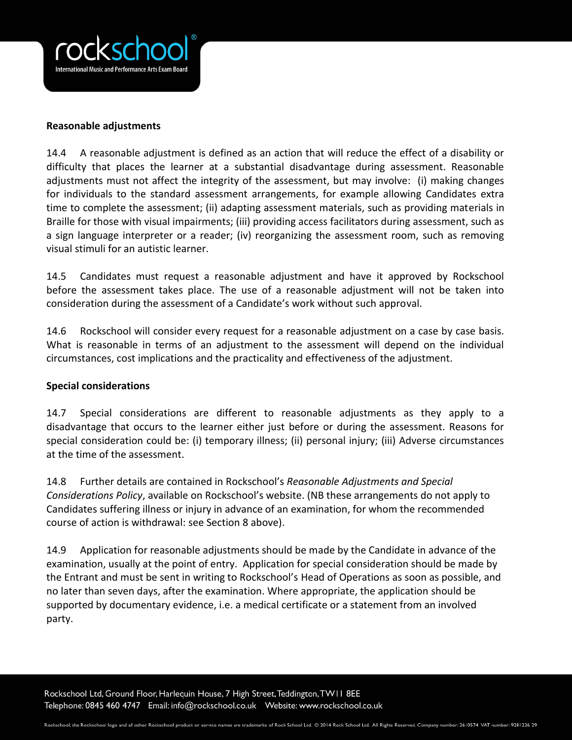**Reasonable adjustments**

14.4 A reasonable adjustment is defined as an action that will reduce the effect of a disability or difficulty that places the learner at a substantial disadvantage during assessment. Reasonable adjustments must not affect the integrity of the assessment, but may involve: (i) making changes for individuals to the standard assessment arrangements, for example allowing Candidates extra time to complete the assessment; (ii) adapting assessment materials, such as providing materials in Braille for those with visual impairments; (iii) providing access facilitators during assessment, such as a sign language interpreter or a reader; (iv) reorganizing the assessment room, such as removing visual stimuli for an autistic learner.

14.5 Candidates must request a reasonable adjustment and have it approved by Rockschool before the assessment takes place. The use of a reasonable adjustment will not be taken into consideration during the assessment of a Candidate's work without such approval.

14.6 Rockschool will consider every request for a reasonable adjustment on a case by case basis. What is reasonable in terms of an adjustment to the assessment will depend on the individual circumstances, cost implications and the practicality and effectiveness of the adjustment.

**Special considerations**

14.7 Special considerations are different to reasonable adjustments as they apply to a disadvantage that occurs to the learner either just before or during the assessment. Reasons for special consideration could be: (i) temporary illness; (ii) personal injury; (iii) Adverse circumstances at the time of the assessment.

14.8 Further details are contained in Rockschool's *Reasonable Adjustments and Special Considerations Policy*, available on Rockschool's website. (NB these arrangements do not apply to Candidates suffering illness or injury in advance of an examination, for whom the recommended course of action is withdrawal: see Section 8 above).

14.9 Application for reasonable adjustments should be made by the Candidate in advance of the examination, usually at the point of entry. Application for special consideration should be made by the Entrant and must be sent in writing to Rockschool's Head of Operations as soon as possible, and no later than seven days, after the examination. Where appropriate, the application should be supported by documentary evidence, i.e. a medical certificate or a statement from an involved party.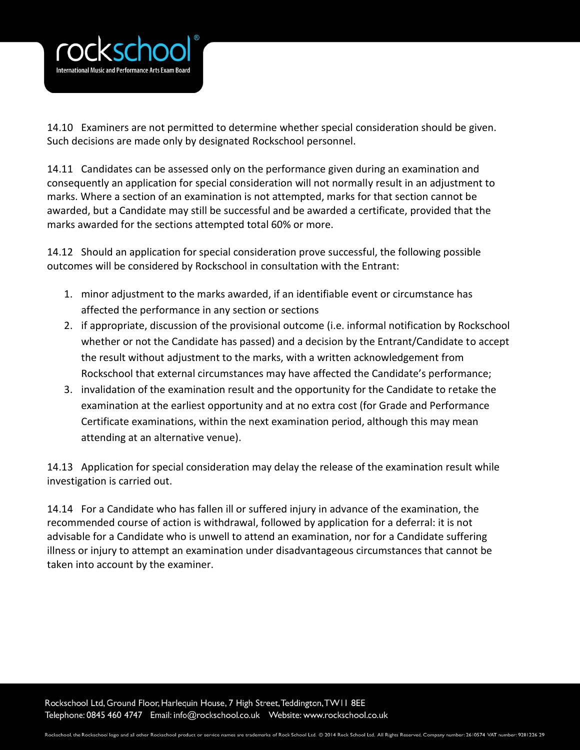14.10 Examiners are not permitted to determine whether special consideration should be given. Such decisions are made only by designated Rockschool personnel.

14.11 Candidates can be assessed only on the performance given during an examination and consequently an application for special consideration will not normally result in an adjustment to marks. Where a section of an examination is not attempted, marks for that section cannot be awarded, but a Candidate may still be successful and be awarded a certificate, provided that the marks awarded for the sections attempted total 60% or more.

14.12 Should an application for special consideration prove successful, the following possible outcomes will be considered by Rockschool in consultation with the Entrant:

1. minor adjustment to the marks awarded, if an identifiable event or circumstance has affected the performance in any section or sections
2. if appropriate, discussion of the provisional outcome (i.e. informal notification by Rockschool whether or not the Candidate has passed) and a decision by the Entrant/Candidate to accept the result without adjustment to the marks, with a written acknowledgement from Rockschool that external circumstances may have affected the Candidate's performance;
3. invalidation of the examination result and the opportunity for the Candidate to retake the examination at the earliest opportunity and at no extra cost (for Grade and Performance Certificate examinations, within the next examination period, although this may mean attending at an alternative venue).

14.13 Application for special consideration may delay the release of the examination result while investigation is carried out.

14.14 For a Candidate who has fallen ill or suffered injury in advance of the examination, the recommended course of action is withdrawal, followed by application for a deferral: it is not advisable for a Candidate who is unwell to attend an examination, nor for a Candidate suffering illness or injury to attempt an examination under disadvantageous circumstances that cannot be taken into account by the examiner.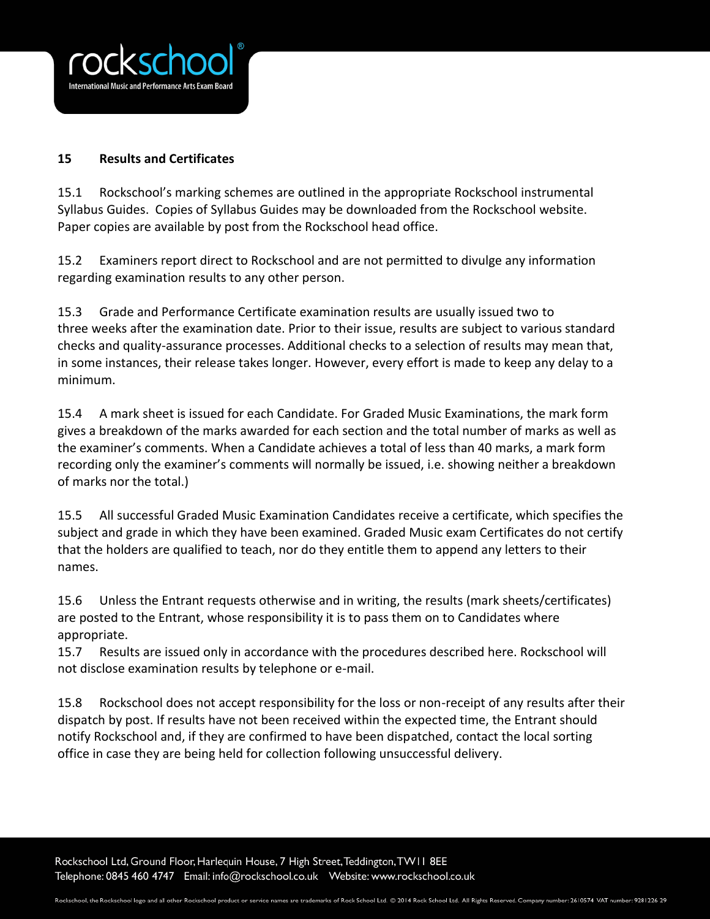## 15 Results and Certificates

15.1 Rockschool's marking schemes are outlined in the appropriate Rockschool instrumental Syllabus Guides. Copies of Syllabus Guides may be downloaded from the Rockschool website. Paper copies are available by post from the Rockschool head office.

15.2 Examiners report direct to Rockschool and are not permitted to divulge any information regarding examination results to any other person.

15.3 Grade and Performance Certificate examination results are usually issued two to three weeks after the examination date. Prior to their issue, results are subject to various standard checks and quality-assurance processes. Additional checks to a selection of results may mean that, in some instances, their release takes longer. However, every effort is made to keep any delay to a minimum.

15.4 A mark sheet is issued for each Candidate. For Graded Music Examinations, the mark form gives a breakdown of the marks awarded for each section and the total number of marks as well as the examiner's comments. When a Candidate achieves a total of less than 40 marks, a mark form recording only the examiner's comments will normally be issued, i.e. showing neither a breakdown of marks nor the total.)

15.5 All successful Graded Music Examination Candidates receive a certificate, which specifies the subject and grade in which they have been examined. Graded Music exam Certificates do not certify that the holders are qualified to teach, nor do they entitle them to append any letters to their names.

15.6 Unless the Entrant requests otherwise and in writing, the results (mark sheets/certificates) are posted to the Entrant, whose responsibility it is to pass them on to Candidates where appropriate.

15.7 Results are issued only in accordance with the procedures described here. Rockschool will not disclose examination results by telephone or e-mail.

15.8 Rockschool does not accept responsibility for the loss or non-receipt of any results after their dispatch by post. If results have not been received within the expected time, the Entrant should notify Rockschool and, if they are confirmed to have been dispatched, contact the local sorting office in case they are being held for collection following unsuccessful delivery.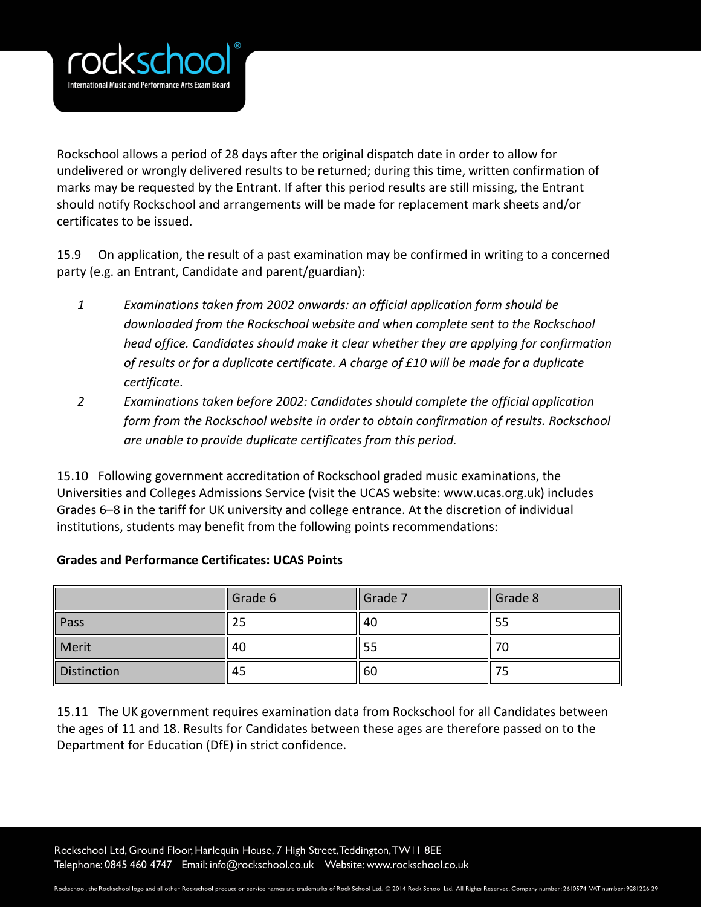Rockschool allows a period of 28 days after the original dispatch date in order to allow for undelivered or wrongly delivered results to be returned; during this time, written confirmation of marks may be requested by the Entrant. If after this period results are still missing, the Entrant should notify Rockschool and arrangements will be made for replacement mark sheets and/or certificates to be issued.

15.9 On application, the result of a past examination may be confirmed in writing to a concerned party (e.g. an Entrant, Candidate and parent/guardian):

1. *Examinations taken from 2002 onwards: an official application form should be downloaded from the Rockschool website and when complete sent to the Rockschool head office. Candidates should make it clear whether they are applying for confirmation of results or for a duplicate certificate. A charge of £10 will be made for a duplicate certificate.*
2. *Examinations taken before 2002: Candidates should complete the official application form from the Rockschool website in order to obtain confirmation of results. Rockschool are unable to provide duplicate certificates from this period.*

15.10 Following government accreditation of Rockschool graded music examinations, the Universities and Colleges Admissions Service (visit the UCAS website: www.ucas.org.uk) includes Grades 6–8 in the tariff for UK university and college entrance. At the discretion of individual institutions, students may benefit from the following points recommendations:

**Grades and Performance Certificates: UCAS Points**

| | Grade 6 | Grade 7 | Grade 8 |
|---|---|---|---|
| Pass | 25 | 40 | 55 |
| Merit | 40 | 55 | 70 |
| Distinction | 45 | 60 | 75 |

15.11 The UK government requires examination data from Rockschool for all Candidates between the ages of 11 and 18. Results for Candidates between these ages are therefore passed on to the Department for Education (DfE) in strict confidence.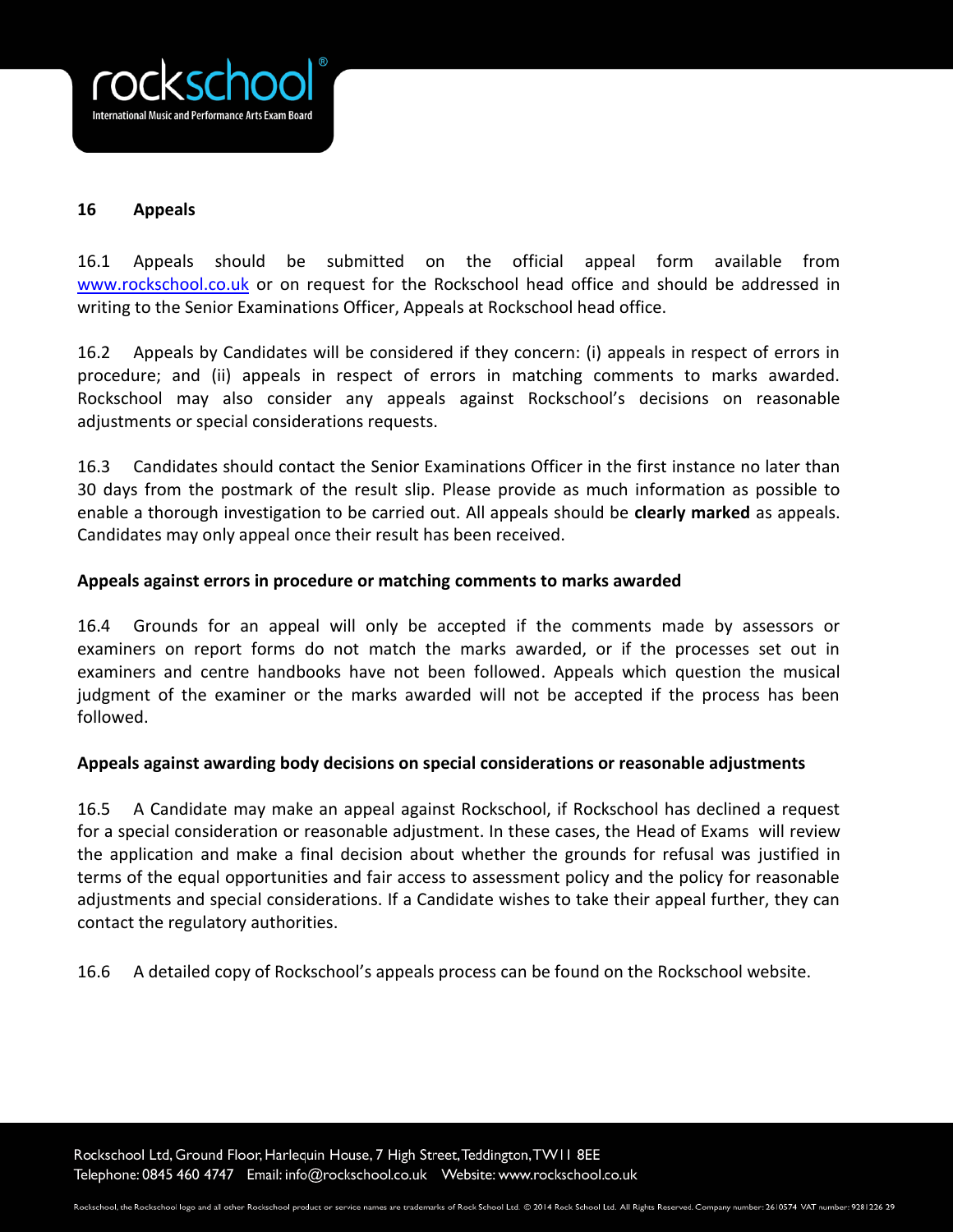## 16 Appeals

16.1 Appeals should be submitted on the official appeal form available from www.rockschool.co.uk or on request for the Rockschool head office and should be addressed in writing to the Senior Examinations Officer, Appeals at Rockschool head office.

16.2 Appeals by Candidates will be considered if they concern: (i) appeals in respect of errors in procedure; and (ii) appeals in respect of errors in matching comments to marks awarded. Rockschool may also consider any appeals against Rockschool's decisions on reasonable adjustments or special considerations requests.

16.3 Candidates should contact the Senior Examinations Officer in the first instance no later than 30 days from the postmark of the result slip. Please provide as much information as possible to enable a thorough investigation to be carried out. All appeals should be **clearly marked** as appeals. Candidates may only appeal once their result has been received.

**Appeals against errors in procedure or matching comments to marks awarded**

16.4 Grounds for an appeal will only be accepted if the comments made by assessors or examiners on report forms do not match the marks awarded, or if the processes set out in examiners and centre handbooks have not been followed. Appeals which question the musical judgment of the examiner or the marks awarded will not be accepted if the process has been followed.

**Appeals against awarding body decisions on special considerations or reasonable adjustments**

16.5 A Candidate may make an appeal against Rockschool, if Rockschool has declined a request for a special consideration or reasonable adjustment. In these cases, the Head of Exams will review the application and make a final decision about whether the grounds for refusal was justified in terms of the equal opportunities and fair access to assessment policy and the policy for reasonable adjustments and special considerations. If a Candidate wishes to take their appeal further, they can contact the regulatory authorities.

16.6 A detailed copy of Rockschool's appeals process can be found on the Rockschool website.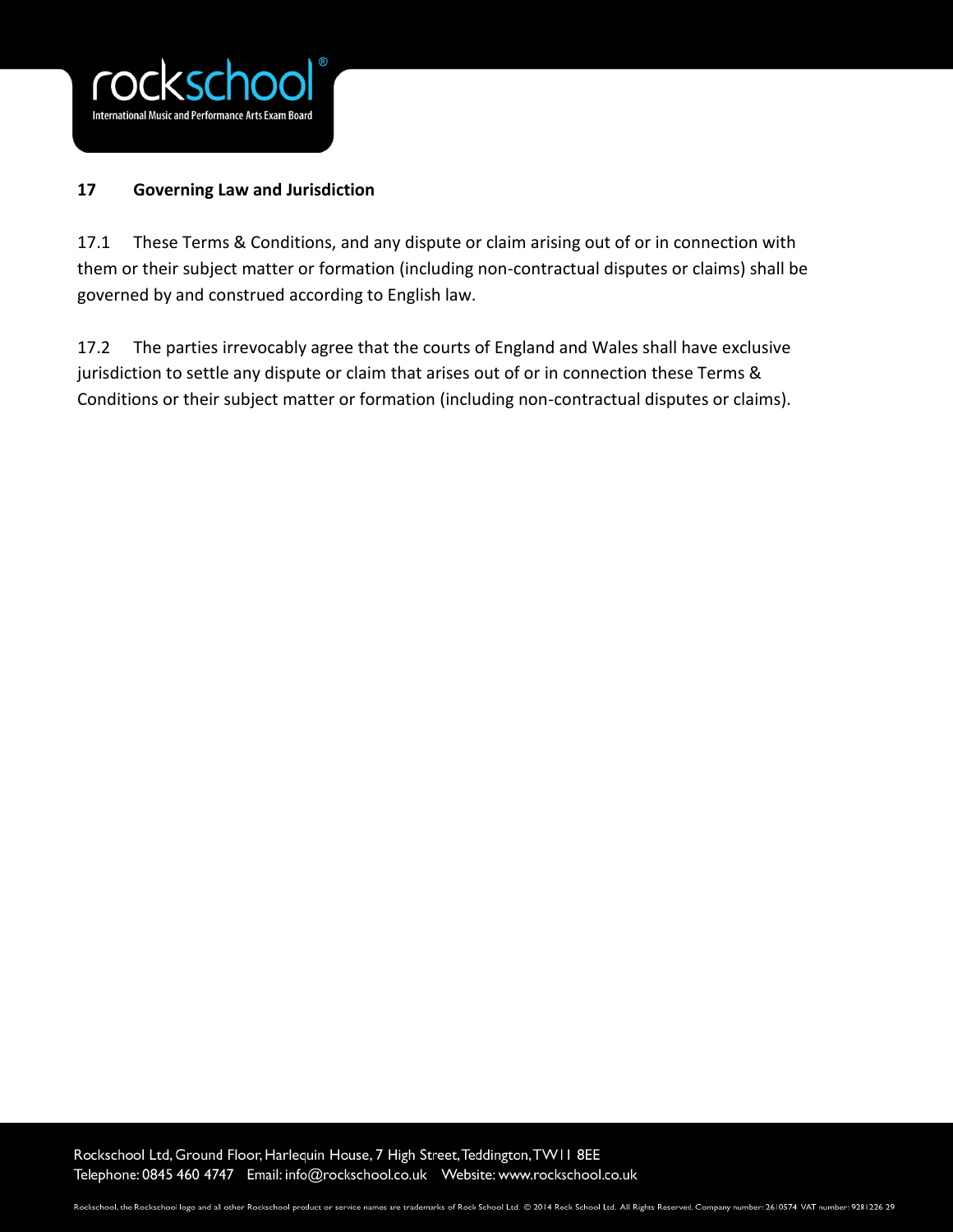## 17 Governing Law and Jurisdiction

17.1 These Terms & Conditions, and any dispute or claim arising out of or in connection with them or their subject matter or formation (including non-contractual disputes or claims) shall be governed by and construed according to English law.

17.2 The parties irrevocably agree that the courts of England and Wales shall have exclusive jurisdiction to settle any dispute or claim that arises out of or in connection these Terms & Conditions or their subject matter or formation (including non-contractual disputes or claims).